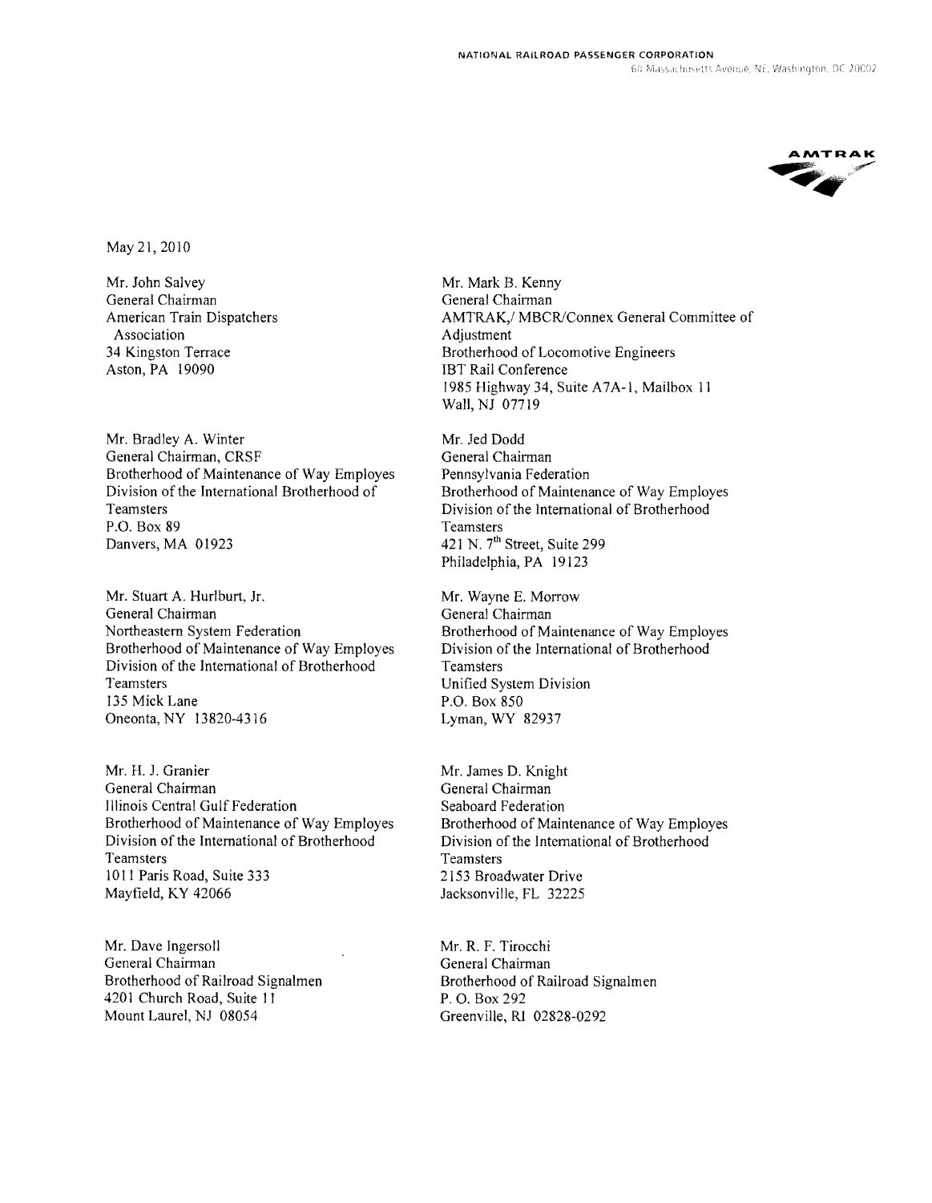NATIONAL RAILROAD PASSENGER CORPORATION
60 Massachusetts Avenue, NE, Washington, DC 20002

AMTRAK

May 21, 2010

Mr. John Salvey
General Chairman
American Train Dispatchers Association
34 Kingston Terrace
Aston, PA 19090

Mr. Mark B. Kenny
General Chairman
AMTRAK,/ MBCR/Connex General Committee of Adjustment
Brotherhood of Locomotive Engineers
IBT Rail Conference
1985 Highway 34, Suite A7A-1, Mailbox 11
Wall, NJ 07719

Mr. Bradley A. Winter
General Chairman, CRSF
Brotherhood of Maintenance of Way Employes
Division of the International Brotherhood of Teamsters
P.O. Box 89
Danvers, MA 01923

Mr. Jed Dodd
General Chairman
Pennsylvania Federation
Brotherhood of Maintenance of Way Employes
Division of the International of Brotherhood Teamsters
421 N. 7th Street, Suite 299
Philadelphia, PA 19123

Mr. Stuart A. Hurlburt, Jr.
General Chairman
Northeastern System Federation
Brotherhood of Maintenance of Way Employes
Division of the International of Brotherhood Teamsters
135 Mick Lane
Oneonta, NY 13820-4316

Mr. Wayne E. Morrow
General Chairman
Brotherhood of Maintenance of Way Employes
Division of the International of Brotherhood Teamsters
Unified System Division
P.O. Box 850
Lyman, WY 82937

Mr. H. J. Granier
General Chairman
Illinois Central Gulf Federation
Brotherhood of Maintenance of Way Employes
Division of the International of Brotherhood Teamsters
1011 Paris Road, Suite 333
Mayfield, KY 42066

Mr. James D. Knight
General Chairman
Seaboard Federation
Brotherhood of Maintenance of Way Employes
Division of the International of Brotherhood Teamsters
2153 Broadwater Drive
Jacksonville, FL 32225

Mr. Dave Ingersoll
General Chairman
Brotherhood of Railroad Signalmen
4201 Church Road, Suite 11
Mount Laurel, NJ 08054

Mr. R. F. Tirocchi
General Chairman
Brotherhood of Railroad Signalmen
P. O. Box 292
Greenville, RI 02828-0292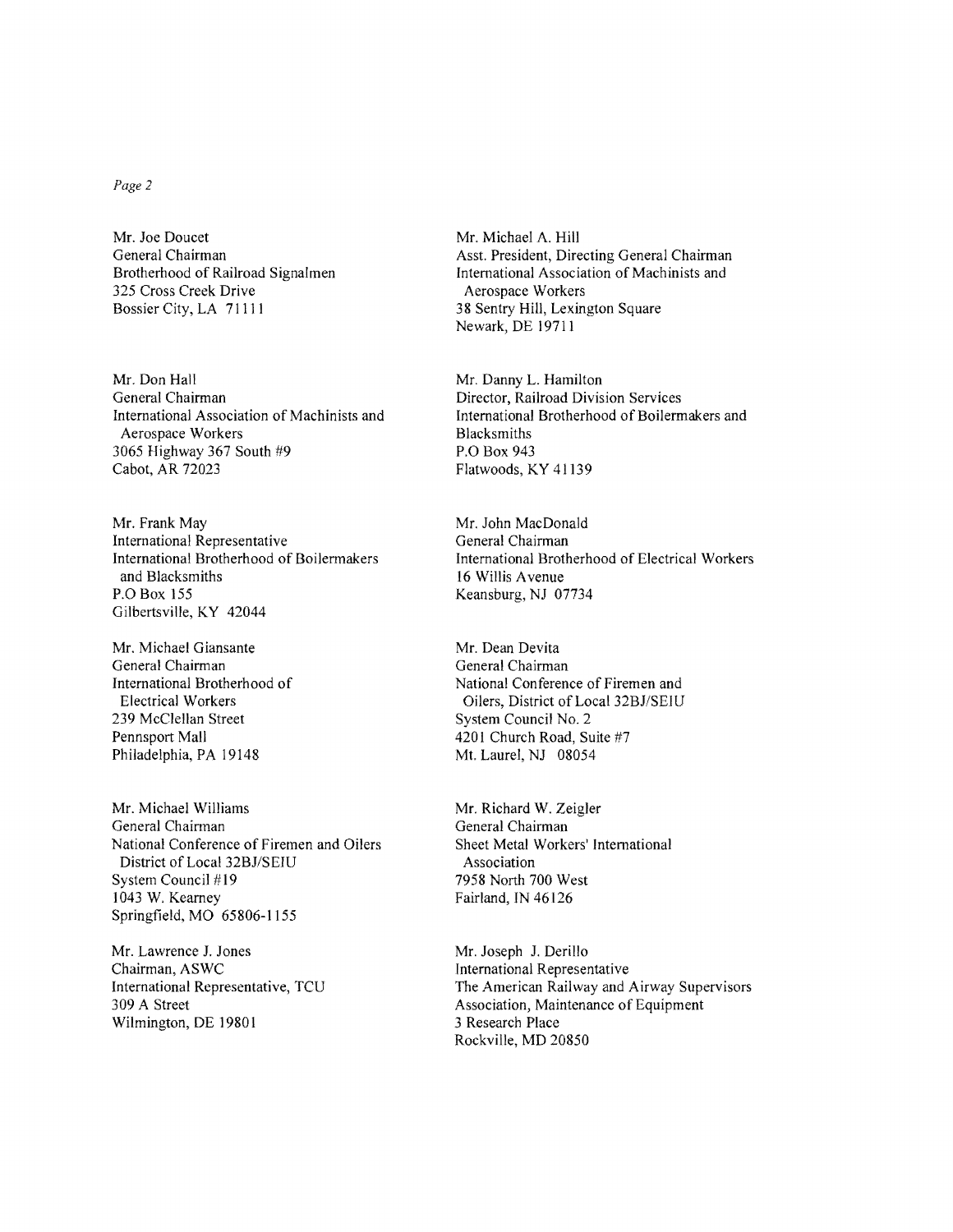Mr. Joe Doucet
General Chairman
Brotherhood of Railroad Signalmen
325 Cross Creek Drive
Bossier City, LA 71111

Mr. Michael A. Hill
Asst. President, Directing General Chairman
International Association of Machinists and Aerospace Workers
38 Sentry Hill, Lexington Square
Newark, DE 19711

Mr. Don Hall
General Chairman
International Association of Machinists and Aerospace Workers
3065 Highway 367 South #9
Cabot, AR 72023

Mr. Danny L. Hamilton
Director, Railroad Division Services
International Brotherhood of Boilermakers and Blacksmiths
P.O Box 943
Flatwoods, KY 41139

Mr. Frank May
International Representative
International Brotherhood of Boilermakers and Blacksmiths
P.O Box 155
Gilbertsville, KY 42044

Mr. John MacDonald
General Chairman
International Brotherhood of Electrical Workers
16 Willis Avenue
Keansburg, NJ 07734

Mr. Michael Giansante
General Chairman
International Brotherhood of Electrical Workers
239 McClellan Street
Pennsport Mall
Philadelphia, PA 19148

Mr. Dean Devita
General Chairman
National Conference of Firemen and Oilers, District of Local 32BJ/SEIU
System Council No. 2
4201 Church Road, Suite #7
Mt. Laurel, NJ 08054

Mr. Michael Williams
General Chairman
National Conference of Firemen and Oilers District of Local 32BJ/SEIU
System Council #19
1043 W. Kearney
Springfield, MO 65806-1155

Mr. Richard W. Zeigler
General Chairman
Sheet Metal Workers' International Association
7958 North 700 West
Fairland, IN 46126

Mr. Lawrence J. Jones
Chairman, ASWC
International Representative, TCU
309 A Street
Wilmington, DE 19801

Mr. Joseph J. Derillo
International Representative
The American Railway and Airway Supervisors Association, Maintenance of Equipment
3 Research Place
Rockville, MD 20850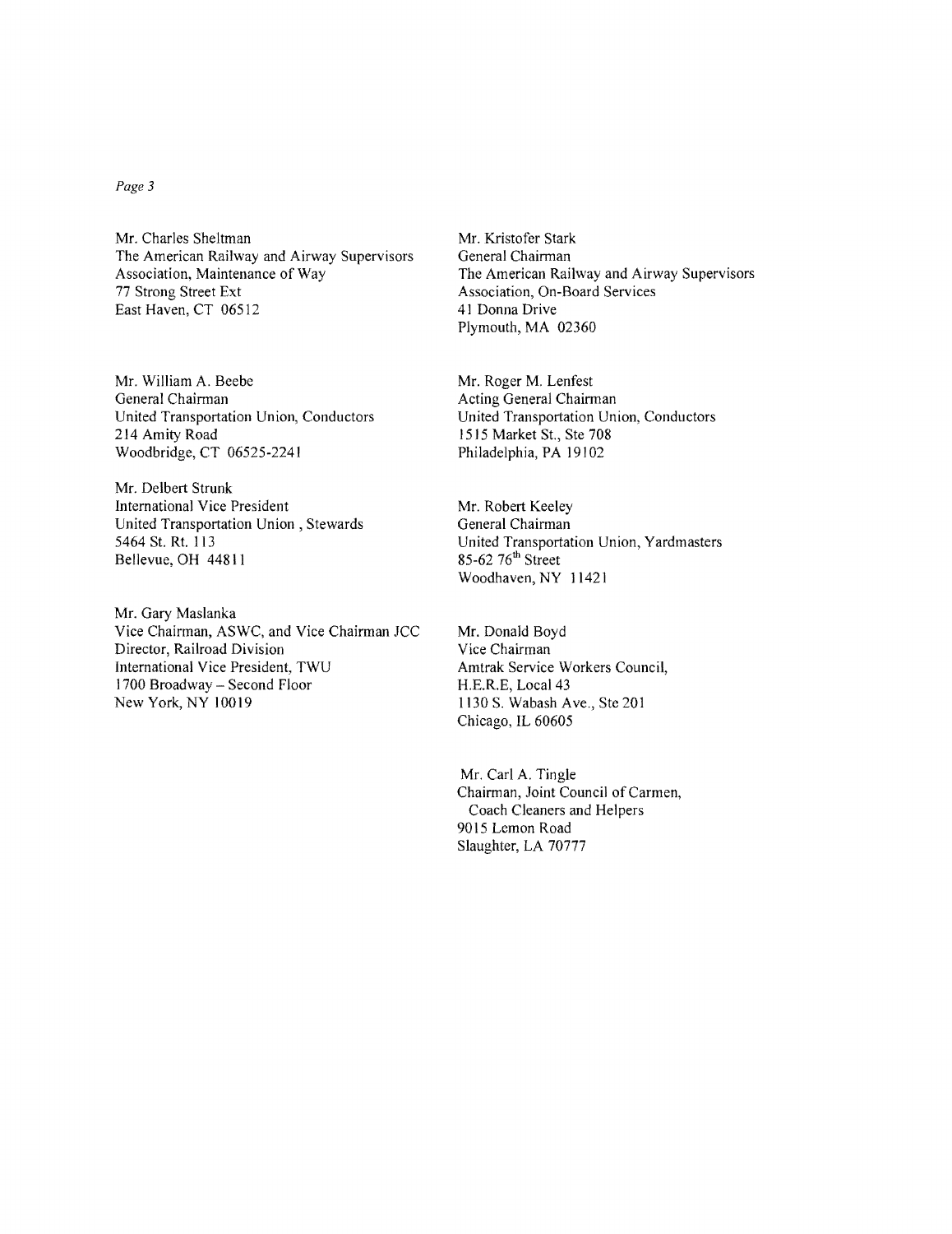Mr. Charles Sheltman
The American Railway and Airway Supervisors Association, Maintenance of Way
77 Strong Street Ext
East Haven, CT 06512

Mr. Kristofer Stark
General Chairman
The American Railway and Airway Supervisors Association, On-Board Services
41 Donna Drive
Plymouth, MA 02360

Mr. William A. Beebe
General Chairman
United Transportation Union, Conductors
214 Amity Road
Woodbridge, CT 06525-2241

Mr. Roger M. Lenfest
Acting General Chairman
United Transportation Union, Conductors
1515 Market St., Ste 708
Philadelphia, PA 19102

Mr. Delbert Strunk
International Vice President
United Transportation Union , Stewards
5464 St. Rt. 113
Bellevue, OH 44811

Mr. Robert Keeley
General Chairman
United Transportation Union, Yardmasters
85-62 76th Street
Woodhaven, NY 11421

Mr. Gary Maslanka
Vice Chairman, ASWC, and Vice Chairman JCC
Director, Railroad Division
International Vice President, TWU
1700 Broadway – Second Floor
New York, NY 10019

Mr. Donald Boyd
Vice Chairman
Amtrak Service Workers Council,
H.E.R.E, Local 43
1130 S. Wabash Ave., Ste 201
Chicago, IL 60605

Mr. Carl A. Tingle
Chairman, Joint Council of Carmen, Coach Cleaners and Helpers
9015 Lemon Road
Slaughter, LA 70777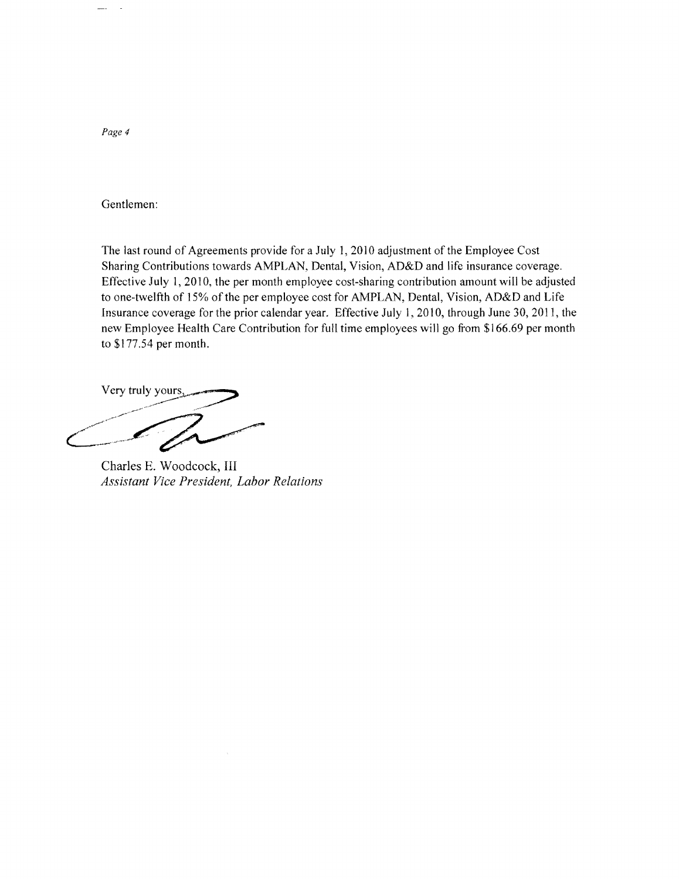Gentlemen:

The last round of Agreements provide for a July 1, 2010 adjustment of the Employee Cost Sharing Contributions towards AMPLAN, Dental, Vision, AD&D and life insurance coverage. Effective July 1, 2010, the per month employee cost-sharing contribution amount will be adjusted to one-twelfth of 15% of the per employee cost for AMPLAN, Dental, Vision, AD&D and Life Insurance coverage for the prior calendar year. Effective July 1, 2010, through June 30, 2011, the new Employee Health Care Contribution for full time employees will go from $166.69 per month to $177.54 per month.

Very truly yours,

Charles E. Woodcock, III
*Assistant Vice President, Labor Relations*